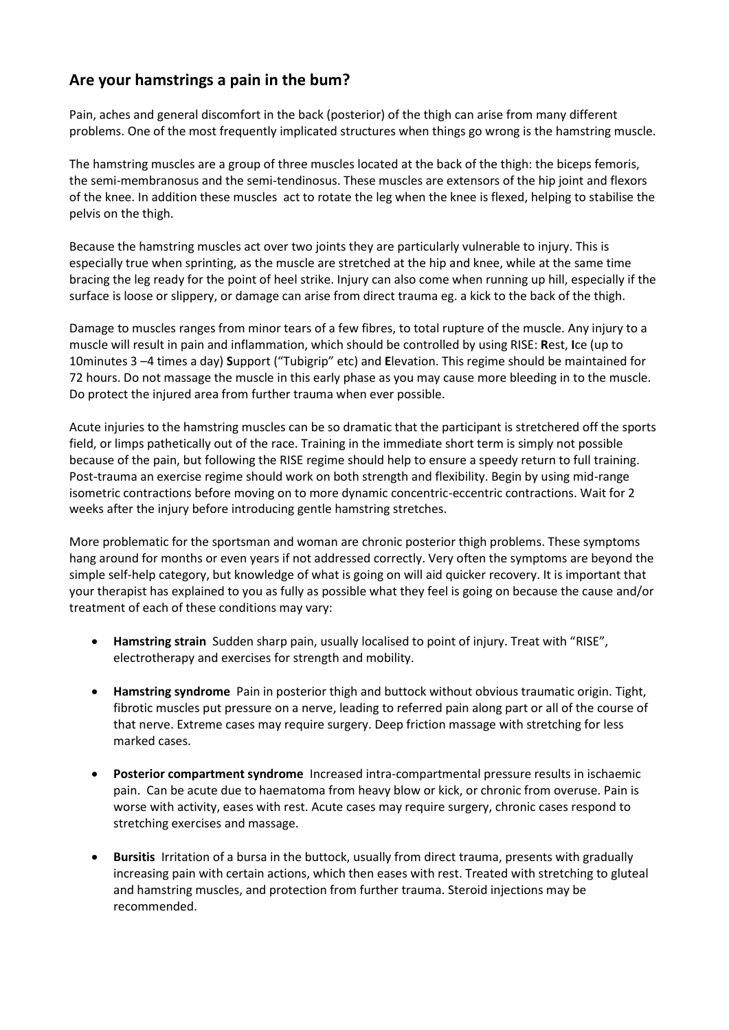## Are your hamstrings a pain in the bum?

Pain, aches and general discomfort in the back (posterior) of the thigh can arise from many different problems. One of the most frequently implicated structures when things go wrong is the hamstring muscle.

The hamstring muscles are a group of three muscles located at the back of the thigh: the biceps femoris, the semi-membranosus and the semi-tendinosus. These muscles are extensors of the hip joint and flexors of the knee. In addition these muscles act to rotate the leg when the knee is flexed, helping to stabilise the pelvis on the thigh.

Because the hamstring muscles act over two joints they are particularly vulnerable to injury. This is especially true when sprinting, as the muscle are stretched at the hip and knee, while at the same time bracing the leg ready for the point of heel strike. Injury can also come when running up hill, especially if the surface is loose or slippery, or damage can arise from direct trauma eg. a kick to the back of the thigh.

Damage to muscles ranges from minor tears of a few fibres, to total rupture of the muscle. Any injury to a muscle will result in pain and inflammation, which should be controlled by using RISE: **R**est, **I**ce (up to 10minutes 3 –4 times a day) **S**upport ("Tubigrip" etc) and **E**levation. This regime should be maintained for 72 hours. Do not massage the muscle in this early phase as you may cause more bleeding in to the muscle. Do protect the injured area from further trauma when ever possible.

Acute injuries to the hamstring muscles can be so dramatic that the participant is stretchered off the sports field, or limps pathetically out of the race. Training in the immediate short term is simply not possible because of the pain, but following the RISE regime should help to ensure a speedy return to full training. Post-trauma an exercise regime should work on both strength and flexibility. Begin by using mid-range isometric contractions before moving on to more dynamic concentric-eccentric contractions. Wait for 2 weeks after the injury before introducing gentle hamstring stretches.

More problematic for the sportsman and woman are chronic posterior thigh problems. These symptoms hang around for months or even years if not addressed correctly. Very often the symptoms are beyond the simple self-help category, but knowledge of what is going on will aid quicker recovery. It is important that your therapist has explained to you as fully as possible what they feel is going on because the cause and/or treatment of each of these conditions may vary:

- **Hamstring strain** Sudden sharp pain, usually localised to point of injury. Treat with "RISE", electrotherapy and exercises for strength and mobility.
- **Hamstring syndrome** Pain in posterior thigh and buttock without obvious traumatic origin. Tight, fibrotic muscles put pressure on a nerve, leading to referred pain along part or all of the course of that nerve. Extreme cases may require surgery. Deep friction massage with stretching for less marked cases.
- **Posterior compartment syndrome** Increased intra-compartmental pressure results in ischaemic pain. Can be acute due to haematoma from heavy blow or kick, or chronic from overuse. Pain is worse with activity, eases with rest. Acute cases may require surgery, chronic cases respond to stretching exercises and massage.
- **Bursitis** Irritation of a bursa in the buttock, usually from direct trauma, presents with gradually increasing pain with certain actions, which then eases with rest. Treated with stretching to gluteal and hamstring muscles, and protection from further trauma. Steroid injections may be recommended.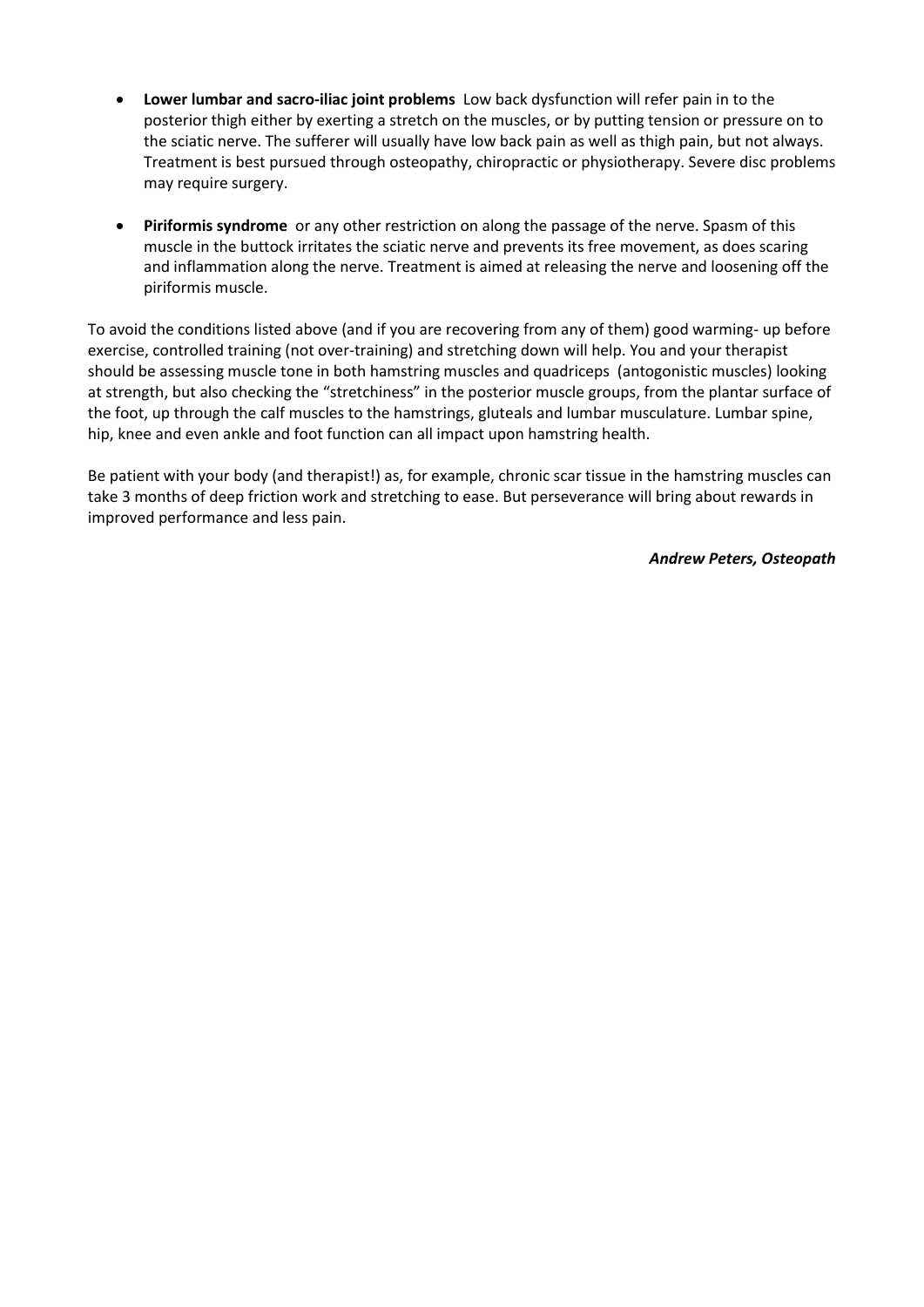- **Lower lumbar and sacro-iliac joint problems** Low back dysfunction will refer pain in to the posterior thigh either by exerting a stretch on the muscles, or by putting tension or pressure on to the sciatic nerve. The sufferer will usually have low back pain as well as thigh pain, but not always. Treatment is best pursued through osteopathy, chiropractic or physiotherapy. Severe disc problems may require surgery.

- **Piriformis syndrome** or any other restriction on along the passage of the nerve. Spasm of this muscle in the buttock irritates the sciatic nerve and prevents its free movement, as does scaring and inflammation along the nerve. Treatment is aimed at releasing the nerve and loosening off the piriformis muscle.

To avoid the conditions listed above (and if you are recovering from any of them) good warming- up before exercise, controlled training (not over-training) and stretching down will help. You and your therapist should be assessing muscle tone in both hamstring muscles and quadriceps (antogonistic muscles) looking at strength, but also checking the "stretchiness" in the posterior muscle groups, from the plantar surface of the foot, up through the calf muscles to the hamstrings, gluteals and lumbar musculature. Lumbar spine, hip, knee and even ankle and foot function can all impact upon hamstring health.

Be patient with your body (and therapist!) as, for example, chronic scar tissue in the hamstring muscles can take 3 months of deep friction work and stretching to ease. But perseverance will bring about rewards in improved performance and less pain.

***Andrew Peters, Osteopath***